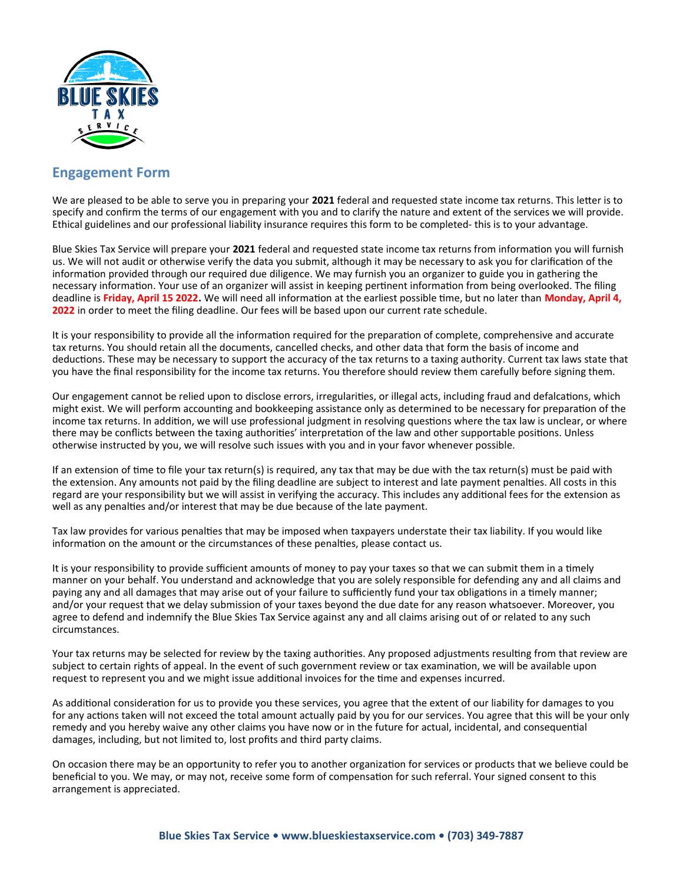## Engagement Form

We are pleased to be able to serve you in preparing your **2021** federal and requested state income tax returns. This letter is to specify and confirm the terms of our engagement with you and to clarify the nature and extent of the services we will provide. Ethical guidelines and our professional liability insurance requires this form to be completed- this is to your advantage.

Blue Skies Tax Service will prepare your **2021** federal and requested state income tax returns from information you will furnish us. We will not audit or otherwise verify the data you submit, although it may be necessary to ask you for clarification of the information provided through our required due diligence. We may furnish you an organizer to guide you in gathering the necessary information. Your use of an organizer will assist in keeping pertinent information from being overlooked. The filing deadline is **Friday, April 15 2022.** We will need all information at the earliest possible time, but no later than **Monday, April 4, 2022** in order to meet the filing deadline. Our fees will be based upon our current rate schedule.

It is your responsibility to provide all the information required for the preparation of complete, comprehensive and accurate tax returns. You should retain all the documents, cancelled checks, and other data that form the basis of income and deductions. These may be necessary to support the accuracy of the tax returns to a taxing authority. Current tax laws state that you have the final responsibility for the income tax returns. You therefore should review them carefully before signing them.

Our engagement cannot be relied upon to disclose errors, irregularities, or illegal acts, including fraud and defalcations, which might exist. We will perform accounting and bookkeeping assistance only as determined to be necessary for preparation of the income tax returns. In addition, we will use professional judgment in resolving questions where the tax law is unclear, or where there may be conflicts between the taxing authorities' interpretation of the law and other supportable positions. Unless otherwise instructed by you, we will resolve such issues with you and in your favor whenever possible.

If an extension of time to file your tax return(s) is required, any tax that may be due with the tax return(s) must be paid with the extension. Any amounts not paid by the filing deadline are subject to interest and late payment penalties. All costs in this regard are your responsibility but we will assist in verifying the accuracy. This includes any additional fees for the extension as well as any penalties and/or interest that may be due because of the late payment.

Tax law provides for various penalties that may be imposed when taxpayers understate their tax liability. If you would like information on the amount or the circumstances of these penalties, please contact us.

It is your responsibility to provide sufficient amounts of money to pay your taxes so that we can submit them in a timely manner on your behalf. You understand and acknowledge that you are solely responsible for defending any and all claims and paying any and all damages that may arise out of your failure to sufficiently fund your tax obligations in a timely manner; and/or your request that we delay submission of your taxes beyond the due date for any reason whatsoever. Moreover, you agree to defend and indemnify the Blue Skies Tax Service against any and all claims arising out of or related to any such circumstances.

Your tax returns may be selected for review by the taxing authorities. Any proposed adjustments resulting from that review are subject to certain rights of appeal. In the event of such government review or tax examination, we will be available upon request to represent you and we might issue additional invoices for the time and expenses incurred.

As additional consideration for us to provide you these services, you agree that the extent of our liability for damages to you for any actions taken will not exceed the total amount actually paid by you for our services. You agree that this will be your only remedy and you hereby waive any other claims you have now or in the future for actual, incidental, and consequential damages, including, but not limited to, lost profits and third party claims.

On occasion there may be an opportunity to refer you to another organization for services or products that we believe could be beneficial to you. We may, or may not, receive some form of compensation for such referral. Your signed consent to this arrangement is appreciated.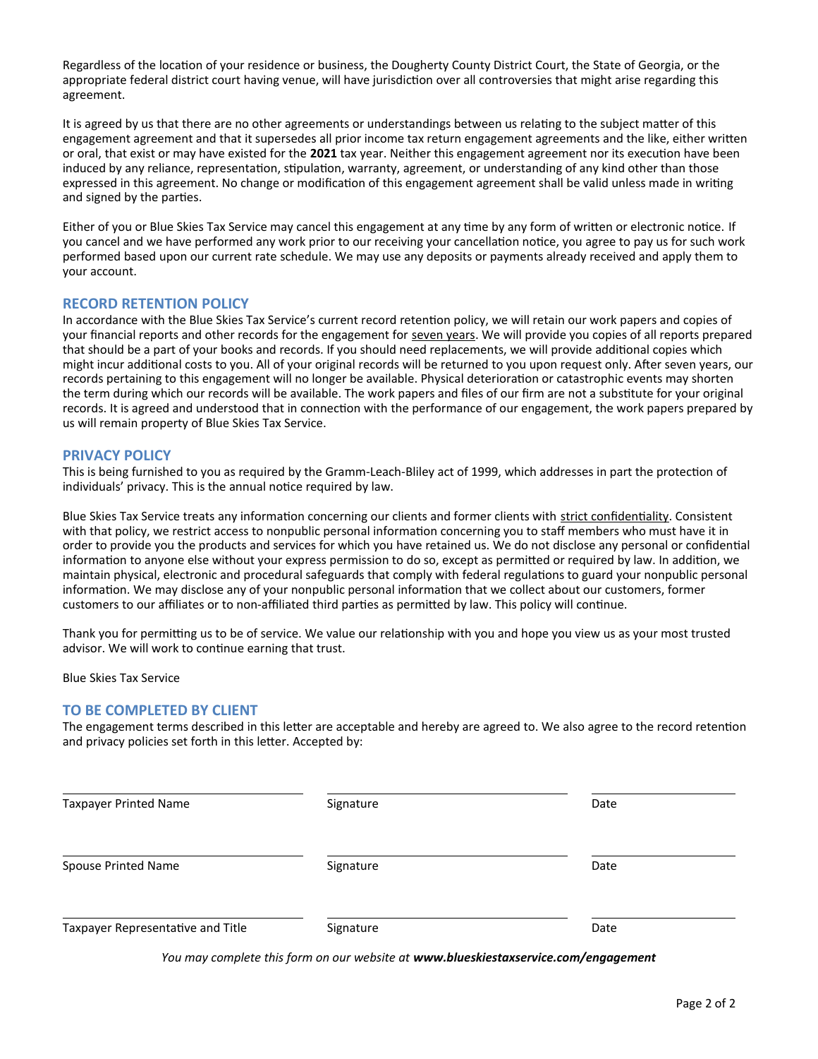Regardless of the location of your residence or business, the Dougherty County District Court, the State of Georgia, or the appropriate federal district court having venue, will have jurisdiction over all controversies that might arise regarding this agreement.

It is agreed by us that there are no other agreements or understandings between us relating to the subject matter of this engagement agreement and that it supersedes all prior income tax return engagement agreements and the like, either written or oral, that exist or may have existed for the **2021** tax year. Neither this engagement agreement nor its execution have been induced by any reliance, representation, stipulation, warranty, agreement, or understanding of any kind other than those expressed in this agreement. No change or modification of this engagement agreement shall be valid unless made in writing and signed by the parties.

Either of you or Blue Skies Tax Service may cancel this engagement at any time by any form of written or electronic notice. If you cancel and we have performed any work prior to our receiving your cancellation notice, you agree to pay us for such work performed based upon our current rate schedule. We may use any deposits or payments already received and apply them to your account.

## RECORD RETENTION POLICY

In accordance with the Blue Skies Tax Service's current record retention policy, we will retain our work papers and copies of your financial reports and other records for the engagement for seven years. We will provide you copies of all reports prepared that should be a part of your books and records. If you should need replacements, we will provide additional copies which might incur additional costs to you. All of your original records will be returned to you upon request only. After seven years, our records pertaining to this engagement will no longer be available. Physical deterioration or catastrophic events may shorten the term during which our records will be available. The work papers and files of our firm are not a substitute for your original records. It is agreed and understood that in connection with the performance of our engagement, the work papers prepared by us will remain property of Blue Skies Tax Service.

## PRIVACY POLICY

This is being furnished to you as required by the Gramm-Leach-Bliley act of 1999, which addresses in part the protection of individuals' privacy. This is the annual notice required by law.

Blue Skies Tax Service treats any information concerning our clients and former clients with strict confidentiality. Consistent with that policy, we restrict access to nonpublic personal information concerning you to staff members who must have it in order to provide you the products and services for which you have retained us. We do not disclose any personal or confidential information to anyone else without your express permission to do so, except as permitted or required by law. In addition, we maintain physical, electronic and procedural safeguards that comply with federal regulations to guard your nonpublic personal information. We may disclose any of your nonpublic personal information that we collect about our customers, former customers to our affiliates or to non-affiliated third parties as permitted by law. This policy will continue.

Thank you for permitting us to be of service. We value our relationship with you and hope you view us as your most trusted advisor. We will work to continue earning that trust.

Blue Skies Tax Service

## TO BE COMPLETED BY CLIENT

The engagement terms described in this letter are acceptable and hereby are agreed to. We also agree to the record retention and privacy policies set forth in this letter. Accepted by:

| | | |
|---|---|---|
| Taxpayer Printed Name | Signature | Date |
| Spouse Printed Name | Signature | Date |
| Taxpayer Representative and Title | Signature | Date |

*You may complete this form on our website at **www.blueskiestaxservice.com/engagement***